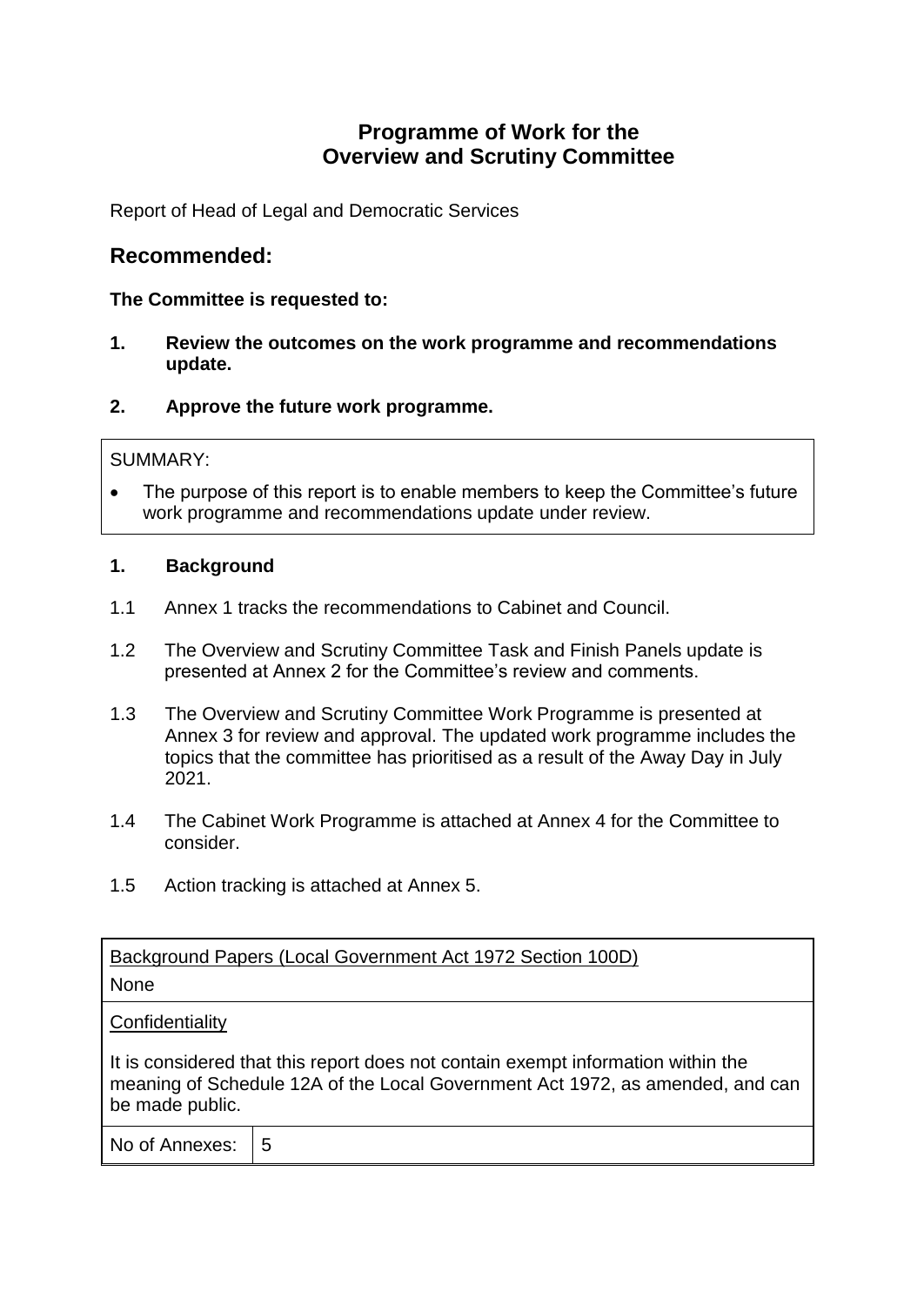# Programme of Work for the Overview and Scrutiny Committee

Report of Head of Legal and Democratic Services

## Recommended:

**The Committee is requested to:**

**1. Review the outcomes on the work programme and recommendations update.**

**2. Approve the future work programme.**

SUMMARY:

- The purpose of this report is to enable members to keep the Committee's future work programme and recommendations update under review.

### 1. Background

1.1 Annex 1 tracks the recommendations to Cabinet and Council.

1.2 The Overview and Scrutiny Committee Task and Finish Panels update is presented at Annex 2 for the Committee's review and comments.

1.3 The Overview and Scrutiny Committee Work Programme is presented at Annex 3 for review and approval. The updated work programme includes the topics that the committee has prioritised as a result of the Away Day in July 2021.

1.4 The Cabinet Work Programme is attached at Annex 4 for the Committee to consider.

1.5 Action tracking is attached at Annex 5.

| Background Papers (Local Government Act 1972 Section 100D) | |
|---|---|
| None | |
| Confidentiality | |
| It is considered that this report does not contain exempt information within the meaning of Schedule 12A of the Local Government Act 1972, as amended, and can be made public. | |
| No of Annexes: | 5 |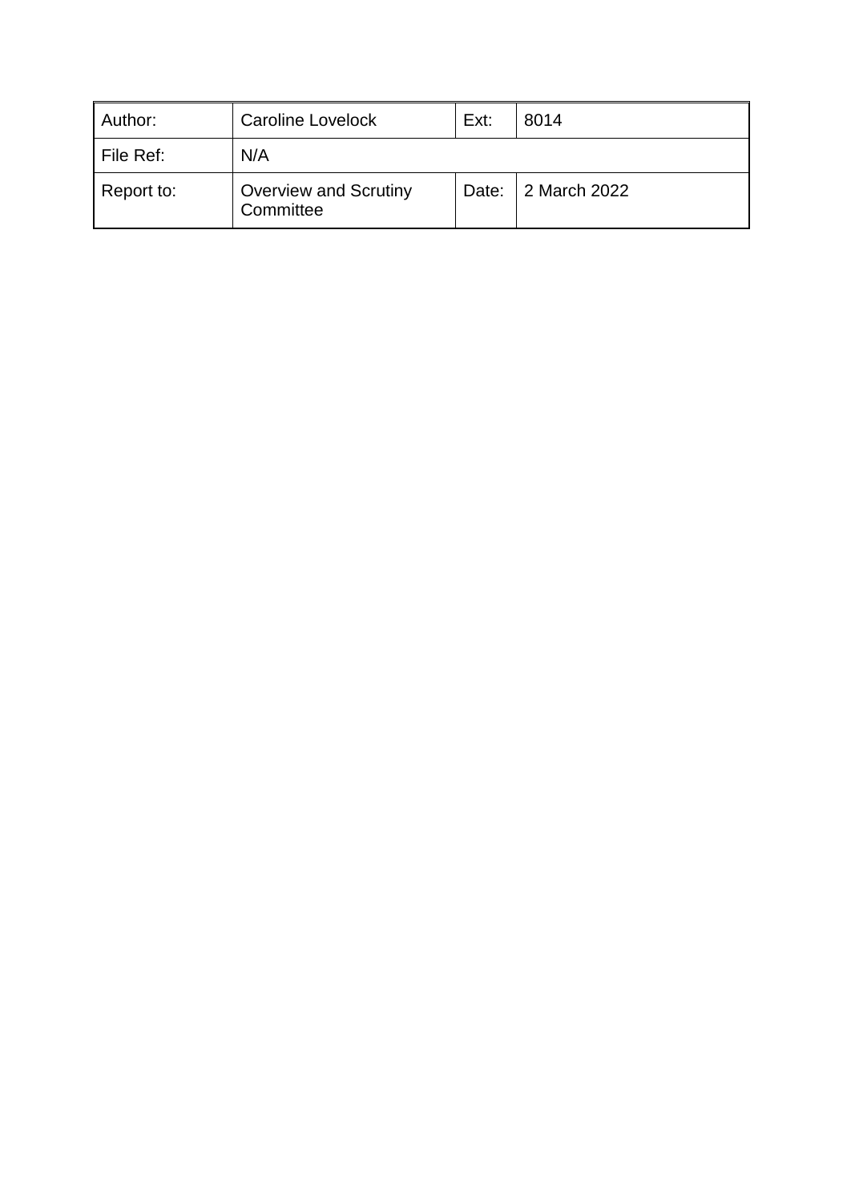| | | | |
|---|---|---|---|
| Author: | Caroline Lovelock | Ext: | 8014 |
| File Ref: | N/A | | |
| Report to: | Overview and Scrutiny Committee | Date: | 2 March 2022 |